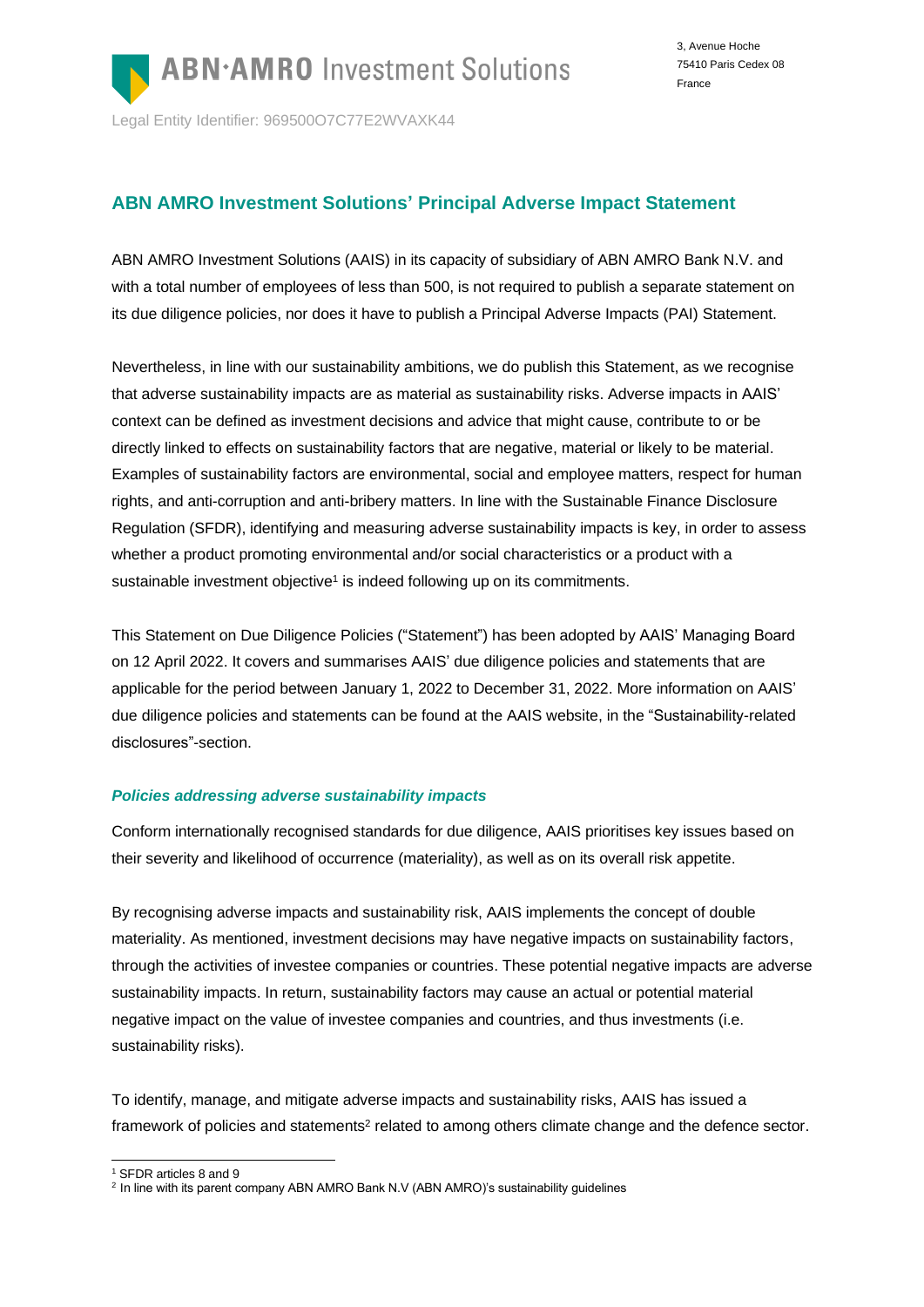ABN·AMRO Investment Solutions

3, Avenue Hoche
75410 Paris Cedex 08
France

Legal Entity Identifier: 969500O7C77E2WVAXK44

## ABN AMRO Investment Solutions' Principal Adverse Impact Statement

ABN AMRO Investment Solutions (AAIS) in its capacity of subsidiary of ABN AMRO Bank N.V. and with a total number of employees of less than 500, is not required to publish a separate statement on its due diligence policies, nor does it have to publish a Principal Adverse Impacts (PAI) Statement.

Nevertheless, in line with our sustainability ambitions, we do publish this Statement, as we recognise that adverse sustainability impacts are as material as sustainability risks. Adverse impacts in AAIS' context can be defined as investment decisions and advice that might cause, contribute to or be directly linked to effects on sustainability factors that are negative, material or likely to be material. Examples of sustainability factors are environmental, social and employee matters, respect for human rights, and anti-corruption and anti-bribery matters. In line with the Sustainable Finance Disclosure Regulation (SFDR), identifying and measuring adverse sustainability impacts is key, in order to assess whether a product promoting environmental and/or social characteristics or a product with a sustainable investment objective[1] is indeed following up on its commitments.

This Statement on Due Diligence Policies ("Statement") has been adopted by AAIS' Managing Board on 12 April 2022. It covers and summarises AAIS' due diligence policies and statements that are applicable for the period between January 1, 2022 to December 31, 2022. More information on AAIS' due diligence policies and statements can be found at the AAIS website, in the "Sustainability-related disclosures"-section.

### *Policies addressing adverse sustainability impacts*

Conform internationally recognised standards for due diligence, AAIS prioritises key issues based on their severity and likelihood of occurrence (materiality), as well as on its overall risk appetite.

By recognising adverse impacts and sustainability risk, AAIS implements the concept of double materiality. As mentioned, investment decisions may have negative impacts on sustainability factors, through the activities of investee companies or countries. These potential negative impacts are adverse sustainability impacts. In return, sustainability factors may cause an actual or potential material negative impact on the value of investee companies and countries, and thus investments (i.e. sustainability risks).

To identify, manage, and mitigate adverse impacts and sustainability risks, AAIS has issued a framework of policies and statements[2] related to among others climate change and the defence sector.

[1] SFDR articles 8 and 9

[2] In line with its parent company ABN AMRO Bank N.V (ABN AMRO)'s sustainability guidelines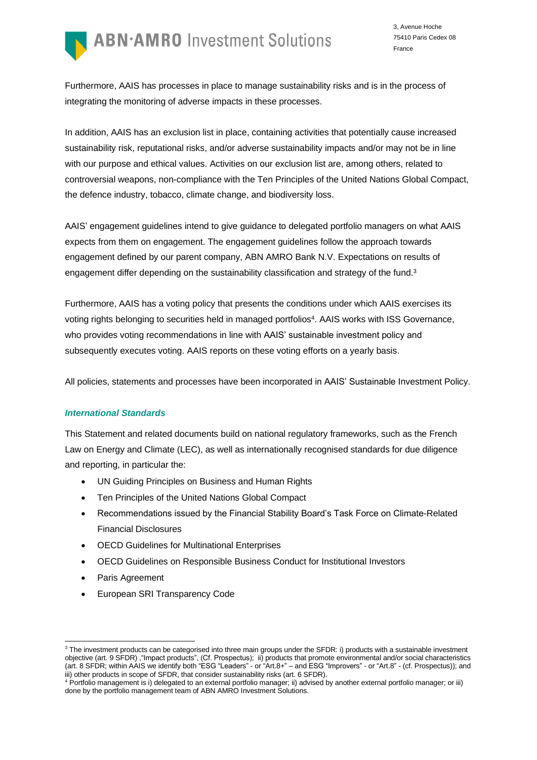Furthermore, AAIS has processes in place to manage sustainability risks and is in the process of integrating the monitoring of adverse impacts in these processes.

In addition, AAIS has an exclusion list in place, containing activities that potentially cause increased sustainability risk, reputational risks, and/or adverse sustainability impacts and/or may not be in line with our purpose and ethical values. Activities on our exclusion list are, among others, related to controversial weapons, non-compliance with the Ten Principles of the United Nations Global Compact, the defence industry, tobacco, climate change, and biodiversity loss.

AAIS' engagement guidelines intend to give guidance to delegated portfolio managers on what AAIS expects from them on engagement. The engagement guidelines follow the approach towards engagement defined by our parent company, ABN AMRO Bank N.V. Expectations on results of engagement differ depending on the sustainability classification and strategy of the fund.[3]

Furthermore, AAIS has a voting policy that presents the conditions under which AAIS exercises its voting rights belonging to securities held in managed portfolios[4]. AAIS works with ISS Governance, who provides voting recommendations in line with AAIS' sustainable investment policy and subsequently executes voting. AAIS reports on these voting efforts on a yearly basis.

All policies, statements and processes have been incorporated in AAIS' Sustainable Investment Policy.

### *International Standards*

This Statement and related documents build on national regulatory frameworks, such as the French Law on Energy and Climate (LEC), as well as internationally recognised standards for due diligence and reporting, in particular the:

- UN Guiding Principles on Business and Human Rights
- Ten Principles of the United Nations Global Compact
- Recommendations issued by the Financial Stability Board's Task Force on Climate-Related Financial Disclosures
- OECD Guidelines for Multinational Enterprises
- OECD Guidelines on Responsible Business Conduct for Institutional Investors
- Paris Agreement
- European SRI Transparency Code

[3] The investment products can be categorised into three main groups under the SFDR: i) products with a sustainable investment objective (art. 9 SFDR) ,"Impact products", (Cf. Prospectus); ii) products that promote environmental and/or social characteristics (art. 8 SFDR; within AAIS we identify both "ESG "Leaders" - or "Art.8+" – and ESG "Improvers" - or "Art.8" - (cf. Prospectus)); and iii) other products in scope of SFDR, that consider sustainability risks (art. 6 SFDR).

[4] Portfolio management is i) delegated to an external portfolio manager; ii) advised by another external portfolio manager; or iii) done by the portfolio management team of ABN AMRO Investment Solutions.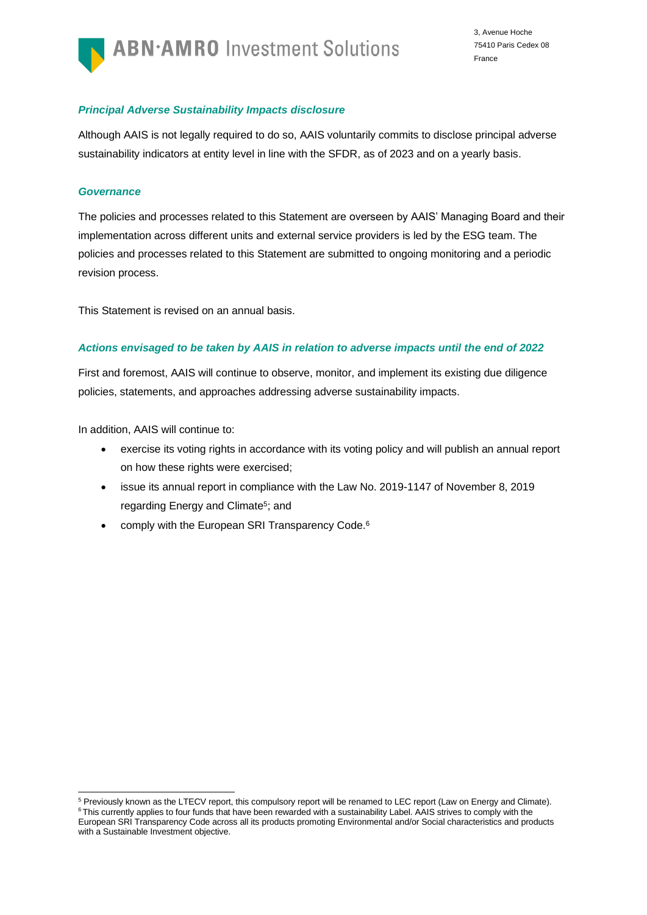### *Principal Adverse Sustainability Impacts disclosure*

Although AAIS is not legally required to do so, AAIS voluntarily commits to disclose principal adverse sustainability indicators at entity level in line with the SFDR, as of 2023 and on a yearly basis.

### *Governance*

The policies and processes related to this Statement are overseen by AAIS' Managing Board and their implementation across different units and external service providers is led by the ESG team. The policies and processes related to this Statement are submitted to ongoing monitoring and a periodic revision process.

This Statement is revised on an annual basis.

### *Actions envisaged to be taken by AAIS in relation to adverse impacts until the end of 2022*

First and foremost, AAIS will continue to observe, monitor, and implement its existing due diligence policies, statements, and approaches addressing adverse sustainability impacts.

In addition, AAIS will continue to:

- exercise its voting rights in accordance with its voting policy and will publish an annual report on how these rights were exercised;
- issue its annual report in compliance with the Law No. 2019-1147 of November 8, 2019 regarding Energy and Climate[5]; and
- comply with the European SRI Transparency Code.[6]

---

[5] Previously known as the LTECV report, this compulsory report will be renamed to LEC report (Law on Energy and Climate).

[6] This currently applies to four funds that have been rewarded with a sustainability Label. AAIS strives to comply with the European SRI Transparency Code across all its products promoting Environmental and/or Social characteristics and products with a Sustainable Investment objective.